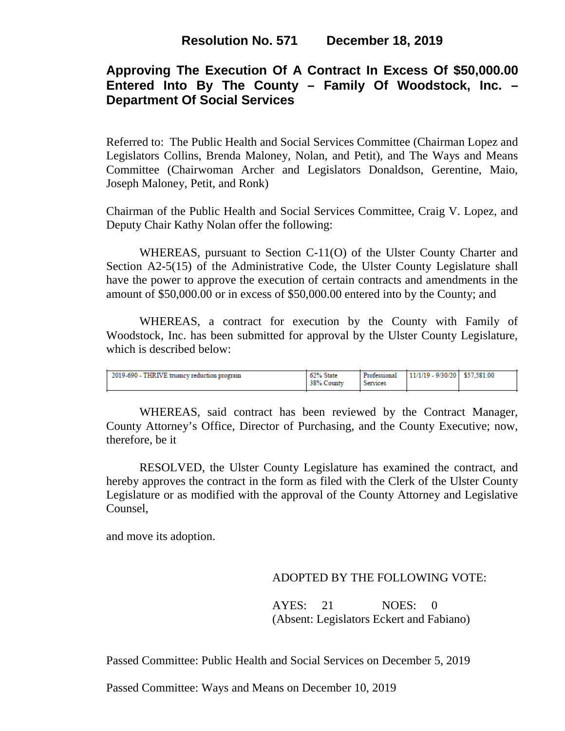**Resolution No. 571 December 18, 2019**

# Approving The Execution Of A Contract In Excess Of $50,000.00 Entered Into By The County – Family Of Woodstock, Inc. – Department Of Social Services

Referred to: The Public Health and Social Services Committee (Chairman Lopez and Legislators Collins, Brenda Maloney, Nolan, and Petit), and The Ways and Means Committee (Chairwoman Archer and Legislators Donaldson, Gerentine, Maio, Joseph Maloney, Petit, and Ronk)

Chairman of the Public Health and Social Services Committee, Craig V. Lopez, and Deputy Chair Kathy Nolan offer the following:

WHEREAS, pursuant to Section C-11(O) of the Ulster County Charter and Section A2-5(15) of the Administrative Code, the Ulster County Legislature shall have the power to approve the execution of certain contracts and amendments in the amount of $50,000.00 or in excess of $50,000.00 entered into by the County; and

WHEREAS, a contract for execution by the County with Family of Woodstock, Inc. has been submitted for approval by the Ulster County Legislature, which is described below:

| | | | | |
|---|---|---|---|---|
| 2019-690 - THRIVE truancy reduction program | 62% State 38% County | Professional Services | 11/1/19 - 9/30/20 | $57,581.00 |

WHEREAS, said contract has been reviewed by the Contract Manager, County Attorney's Office, Director of Purchasing, and the County Executive; now, therefore, be it

RESOLVED, the Ulster County Legislature has examined the contract, and hereby approves the contract in the form as filed with the Clerk of the Ulster County Legislature or as modified with the approval of the County Attorney and Legislative Counsel,

and move its adoption.

ADOPTED BY THE FOLLOWING VOTE:

AYES: 21 NOES: 0
(Absent: Legislators Eckert and Fabiano)

Passed Committee: Public Health and Social Services on December 5, 2019

Passed Committee: Ways and Means on December 10, 2019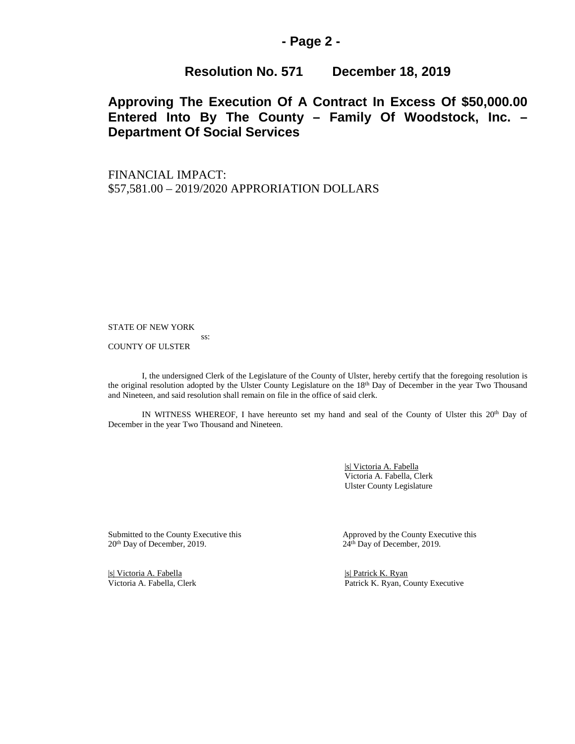**Resolution No. 571 December 18, 2019**

## Approving The Execution Of A Contract In Excess Of $50,000.00 Entered Into By The County – Family Of Woodstock, Inc. – Department Of Social Services

FINANCIAL IMPACT:
$57,581.00 – 2019/2020 APPRORIATION DOLLARS

STATE OF NEW YORK
ss:
COUNTY OF ULSTER

I, the undersigned Clerk of the Legislature of the County of Ulster, hereby certify that the foregoing resolution is the original resolution adopted by the Ulster County Legislature on the 18th Day of December in the year Two Thousand and Nineteen, and said resolution shall remain on file in the office of said clerk.

IN WITNESS WHEREOF, I have hereunto set my hand and seal of the County of Ulster this 20th Day of December in the year Two Thousand and Nineteen.

|s| Victoria A. Fabella
Victoria A. Fabella, Clerk
Ulster County Legislature

Submitted to the County Executive this 20th Day of December, 2019.

|s| Victoria A. Fabella
Victoria A. Fabella, Clerk

Approved by the County Executive this 24th Day of December, 2019.

|s| Patrick K. Ryan
Patrick K. Ryan, County Executive